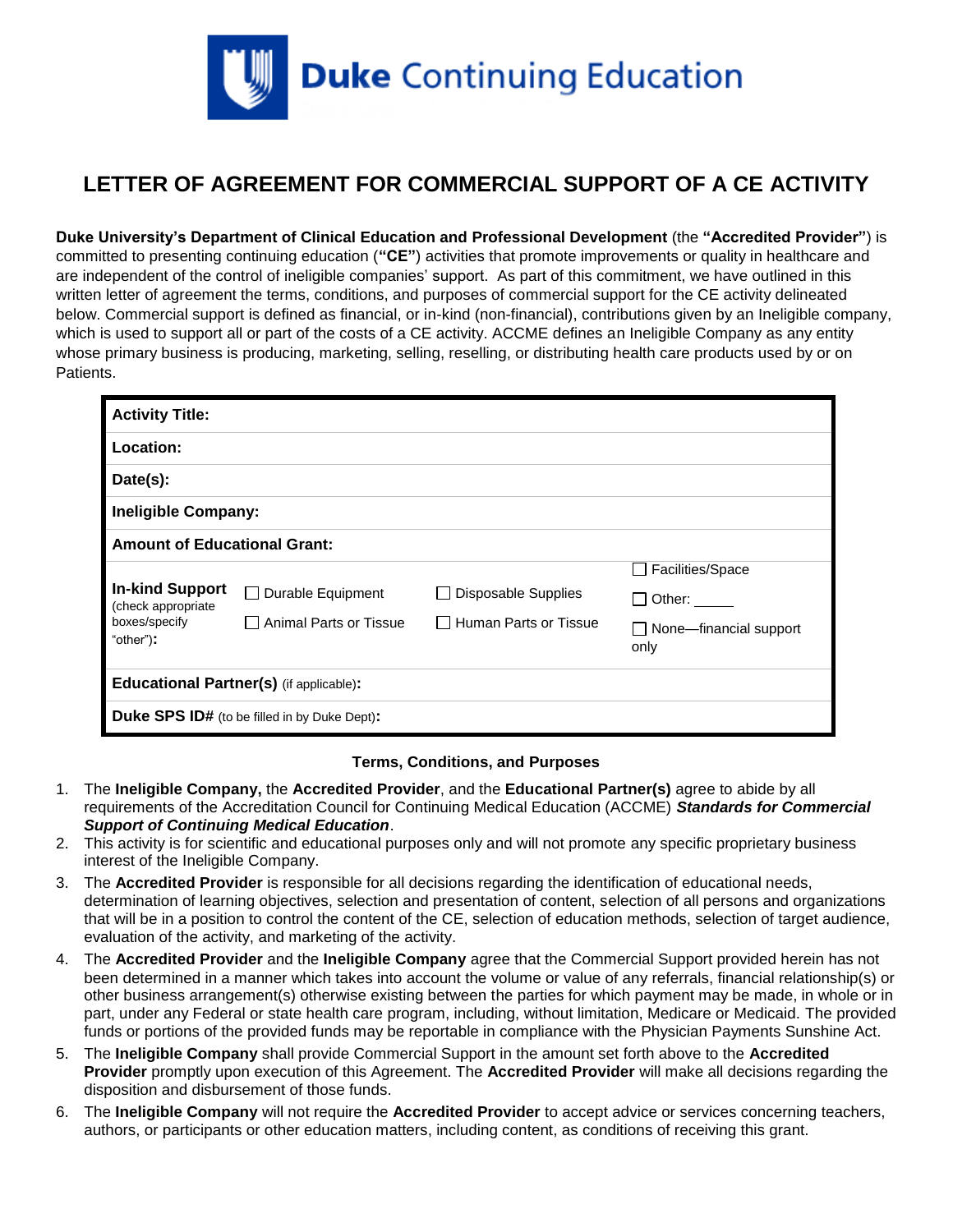**Duke Continuing Education**

# LETTER OF AGREEMENT FOR COMMERCIAL SUPPORT OF A CE ACTIVITY

**Duke University's Department of Clinical Education and Professional Development** (the **"Accredited Provider"**) is committed to presenting continuing education (**"CE"**) activities that promote improvements or quality in healthcare and are independent of the control of ineligible companies' support. As part of this commitment, we have outlined in this written letter of agreement the terms, conditions, and purposes of commercial support for the CE activity delineated below. Commercial support is defined as financial, or in-kind (non-financial), contributions given by an Ineligible company, which is used to support all or part of the costs of a CE activity. ACCME defines an Ineligible Company as any entity whose primary business is producing, marketing, selling, reselling, or distributing health care products used by or on Patients.

| | | | |
|---|---|---|---|
| **Activity Title:** | | | |
| **Location:** | | | |
| **Date(s):** | | | |
| **Ineligible Company:** | | | |
| **Amount of Educational Grant:** | | | |
| **In-kind Support** (check appropriate boxes/specify "other"): | ☐ Durable Equipment<br>☐ Animal Parts or Tissue | ☐ Disposable Supplies<br>☐ Human Parts or Tissue | ☐ Facilities/Space<br>☐ Other: _____<br>☐ None—financial support only |
| **Educational Partner(s)** (if applicable): | | | |
| **Duke SPS ID#** (to be filled in by Duke Dept): | | | |

**Terms, Conditions, and Purposes**

1. The **Ineligible Company,** the **Accredited Provider**, and the **Educational Partner(s)** agree to abide by all requirements of the Accreditation Council for Continuing Medical Education (ACCME) ***Standards for Commercial Support of Continuing Medical Education***.
2. This activity is for scientific and educational purposes only and will not promote any specific proprietary business interest of the Ineligible Company.
3. The **Accredited Provider** is responsible for all decisions regarding the identification of educational needs, determination of learning objectives, selection and presentation of content, selection of all persons and organizations that will be in a position to control the content of the CE, selection of education methods, selection of target audience, evaluation of the activity, and marketing of the activity.
4. The **Accredited Provider** and the **Ineligible Company** agree that the Commercial Support provided herein has not been determined in a manner which takes into account the volume or value of any referrals, financial relationship(s) or other business arrangement(s) otherwise existing between the parties for which payment may be made, in whole or in part, under any Federal or state health care program, including, without limitation, Medicare or Medicaid. The provided funds or portions of the provided funds may be reportable in compliance with the Physician Payments Sunshine Act.
5. The **Ineligible Company** shall provide Commercial Support in the amount set forth above to the **Accredited Provider** promptly upon execution of this Agreement. The **Accredited Provider** will make all decisions regarding the disposition and disbursement of those funds.
6. The **Ineligible Company** will not require the **Accredited Provider** to accept advice or services concerning teachers, authors, or participants or other education matters, including content, as conditions of receiving this grant.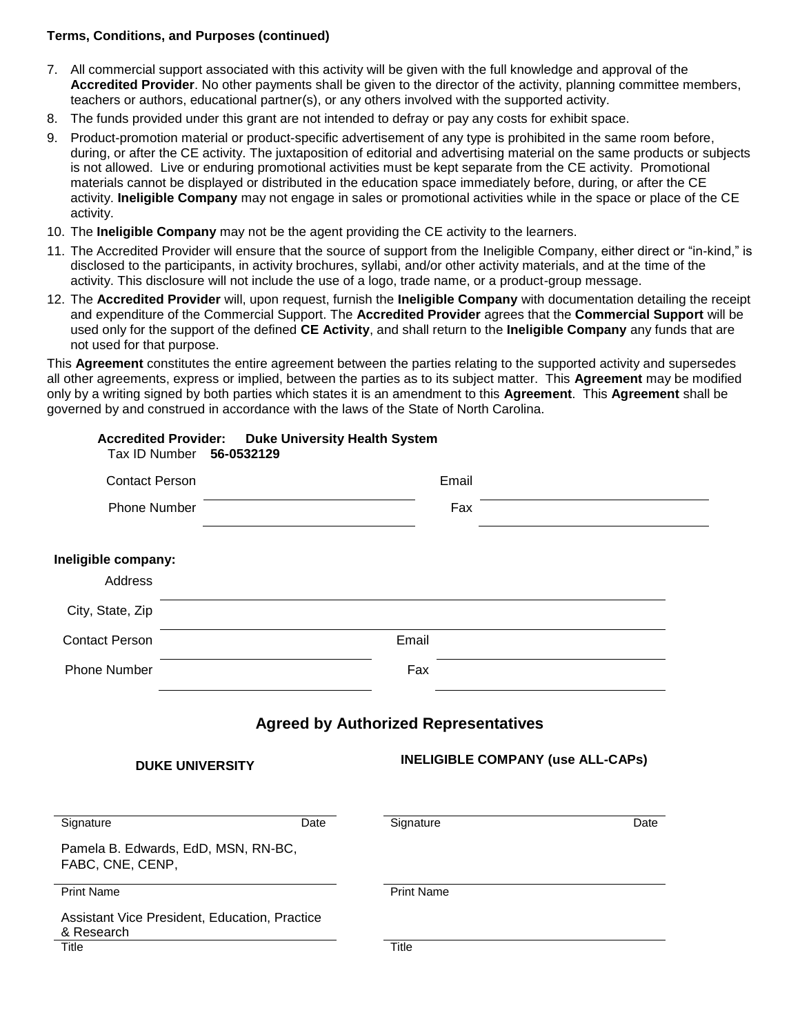**Terms, Conditions, and Purposes (continued)**

7. All commercial support associated with this activity will be given with the full knowledge and approval of the **Accredited Provider**. No other payments shall be given to the director of the activity, planning committee members, teachers or authors, educational partner(s), or any others involved with the supported activity.
8. The funds provided under this grant are not intended to defray or pay any costs for exhibit space.
9. Product-promotion material or product-specific advertisement of any type is prohibited in the same room before, during, or after the CE activity. The juxtaposition of editorial and advertising material on the same products or subjects is not allowed. Live or enduring promotional activities must be kept separate from the CE activity. Promotional materials cannot be displayed or distributed in the education space immediately before, during, or after the CE activity. **Ineligible Company** may not engage in sales or promotional activities while in the space or place of the CE activity.
10. The **Ineligible Company** may not be the agent providing the CE activity to the learners.
11. The Accredited Provider will ensure that the source of support from the Ineligible Company, either direct or "in-kind," is disclosed to the participants, in activity brochures, syllabi, and/or other activity materials, and at the time of the activity. This disclosure will not include the use of a logo, trade name, or a product-group message.
12. The **Accredited Provider** will, upon request, furnish the **Ineligible Company** with documentation detailing the receipt and expenditure of the Commercial Support. The **Accredited Provider** agrees that the **Commercial Support** will be used only for the support of the defined **CE Activity**, and shall return to the **Ineligible Company** any funds that are not used for that purpose.

This **Agreement** constitutes the entire agreement between the parties relating to the supported activity and supersedes all other agreements, express or implied, between the parties as to its subject matter. This **Agreement** may be modified only by a writing signed by both parties which states it is an amendment to this **Agreement**. This **Agreement** shall be governed by and construed in accordance with the laws of the State of North Carolina.

**Accredited Provider: Duke University Health System**
Tax ID Number **56-0532129**

Contact Person ______________________ Email ______________________

Phone Number ______________________ Fax ______________________

**Ineligible company:**

Address ______________________________________________

City, State, Zip ______________________________________________

Contact Person ______________________ Email ______________________

Phone Number ______________________ Fax ______________________

## Agreed by Authorized Representatives

| **DUKE UNIVERSITY** | | **INELIGIBLE COMPANY (use ALL-CAPs)** | |
|---|---|---|---|
| Signature | Date | Signature | Date |
| Pamela B. Edwards, EdD, MSN, RN-BC, FABC, CNE, CENP, | | | |
| Print Name | | Print Name | |
| Assistant Vice President, Education, Practice & Research | | | |
| Title | | Title | |